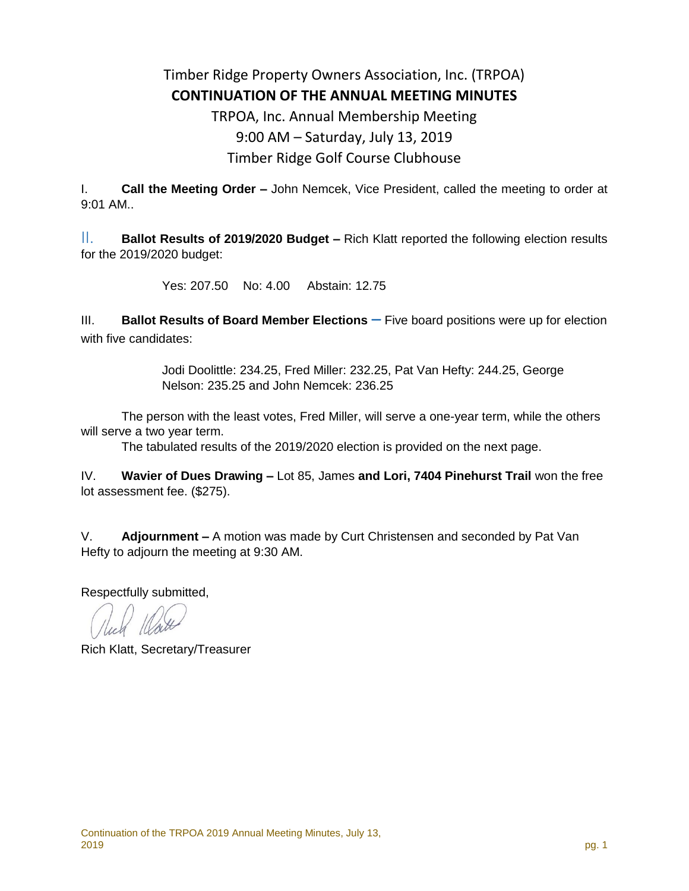# Timber Ridge Property Owners Association, Inc. (TRPOA)

## CONTINUATION OF THE ANNUAL MEETING MINUTES

TRPOA, Inc. Annual Membership Meeting
9:00 AM – Saturday, July 13, 2019
Timber Ridge Golf Course Clubhouse

I. **Call the Meeting Order –** John Nemcek, Vice President, called the meeting to order at 9:01 AM..

II. **Ballot Results of 2019/2020 Budget –** Rich Klatt reported the following election results for the 2019/2020 budget:

Yes: 207.50 No: 4.00 Abstain: 12.75

III. **Ballot Results of Board Member Elections –** Five board positions were up for election with five candidates:

Jodi Doolittle: 234.25, Fred Miller: 232.25, Pat Van Hefty: 244.25, George Nelson: 235.25 and John Nemcek: 236.25

The person with the least votes, Fred Miller, will serve a one-year term, while the others will serve a two year term.

The tabulated results of the 2019/2020 election is provided on the next page.

IV. **Wavier of Dues Drawing –** Lot 85, James **and Lori, 7404 Pinehurst Trail** won the free lot assessment fee. ($275).

V. **Adjournment –** A motion was made by Curt Christensen and seconded by Pat Van Hefty to adjourn the meeting at 9:30 AM.

Respectfully submitted,

Rich Klatt, Secretary/Treasurer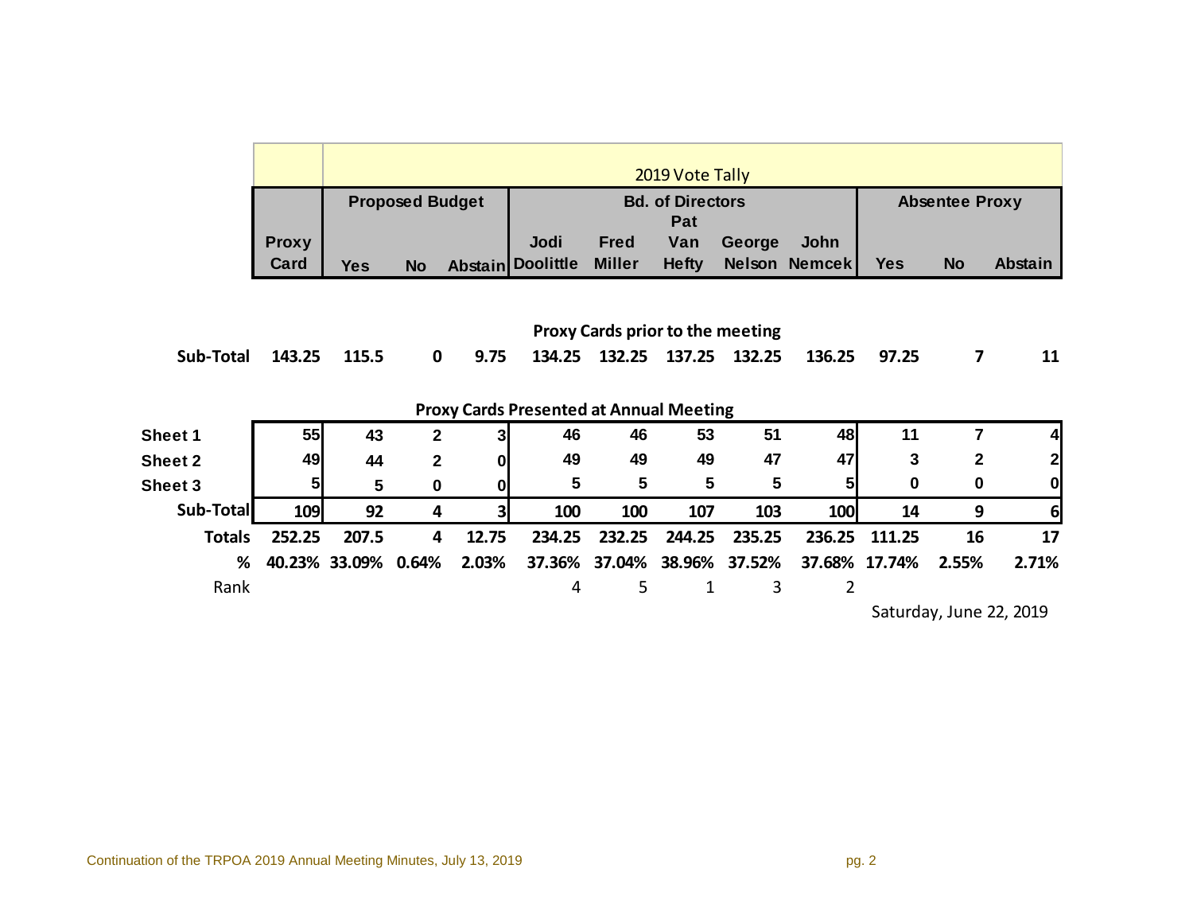| | Proxy Card | Proposed Budget | | | Bd. of Directors | | | | | Absentee Proxy | | |
|---|---|---|---|---|---|---|---|---|---|---|---|---|
| | | 2019 Vote Tally | | | | | | | | | | |
| | | Yes | No | Abstain | Jodi Doolittle | Fred Miller | Pat Van Hefty | George Nelson | John Nemcek | Yes | No | Abstain |
| **Proxy Cards prior to the meeting** | | | | | | | | | | | | |
| **Sub-Total** | 143.25 | 115.5 | 0 | 9.75 | 134.25 | 132.25 | 137.25 | 132.25 | 136.25 | 97.25 | 7 | 11 |
| **Proxy Cards Presented at Annual Meeting** | | | | | | | | | | | | |
| Sheet 1 | 55 | 43 | 2 | 3 | 46 | 46 | 53 | 51 | 48 | 11 | 7 | 4 |
| Sheet 2 | 49 | 44 | 2 | 0 | 49 | 49 | 49 | 47 | 47 | 3 | 2 | 2 |
| Sheet 3 | 5 | 5 | 0 | 0 | 5 | 5 | 5 | 5 | 5 | 0 | 0 | 0 |
| **Sub-Total** | 109 | 92 | 4 | 3 | 100 | 100 | 107 | 103 | 100 | 14 | 9 | 6 |
| **Totals** | 252.25 | 207.5 | 4 | 12.75 | 234.25 | 232.25 | 244.25 | 235.25 | 236.25 | 111.25 | 16 | 17 |
| **%** | 40.23% | 33.09% | 0.64% | 2.03% | 37.36% | 37.04% | 38.96% | 37.52% | 37.68% | 17.74% | 2.55% | 2.71% |
| Rank | | | | | 4 | 5 | 1 | 3 | 2 | | | |

Saturday, June 22, 2019

Continuation of the TRPOA 2019 Annual Meeting Minutes, July 13, 2019